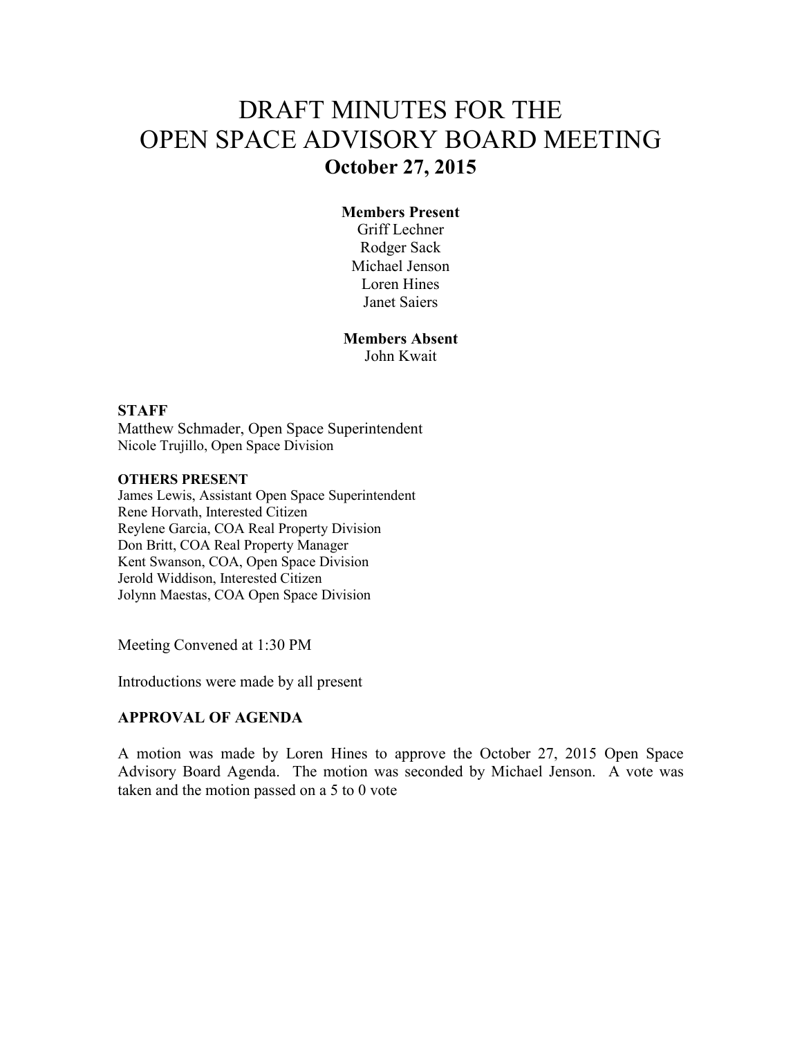# DRAFT MINUTES FOR THE OPEN SPACE ADVISORY BOARD MEETING

## October 27, 2015

**Members Present**

Griff Lechner
Rodger Sack
Michael Jenson
Loren Hines
Janet Saiers

**Members Absent**

John Kwait

**STAFF**

Matthew Schmader, Open Space Superintendent
Nicole Trujillo, Open Space Division

**OTHERS PRESENT**

James Lewis, Assistant Open Space Superintendent
Rene Horvath, Interested Citizen
Reylene Garcia, COA Real Property Division
Don Britt, COA Real Property Manager
Kent Swanson, COA, Open Space Division
Jerold Widdison, Interested Citizen
Jolynn Maestas, COA Open Space Division

Meeting Convened at 1:30 PM

Introductions were made by all present

**APPROVAL OF AGENDA**

A motion was made by Loren Hines to approve the October 27, 2015 Open Space Advisory Board Agenda. The motion was seconded by Michael Jenson. A vote was taken and the motion passed on a 5 to 0 vote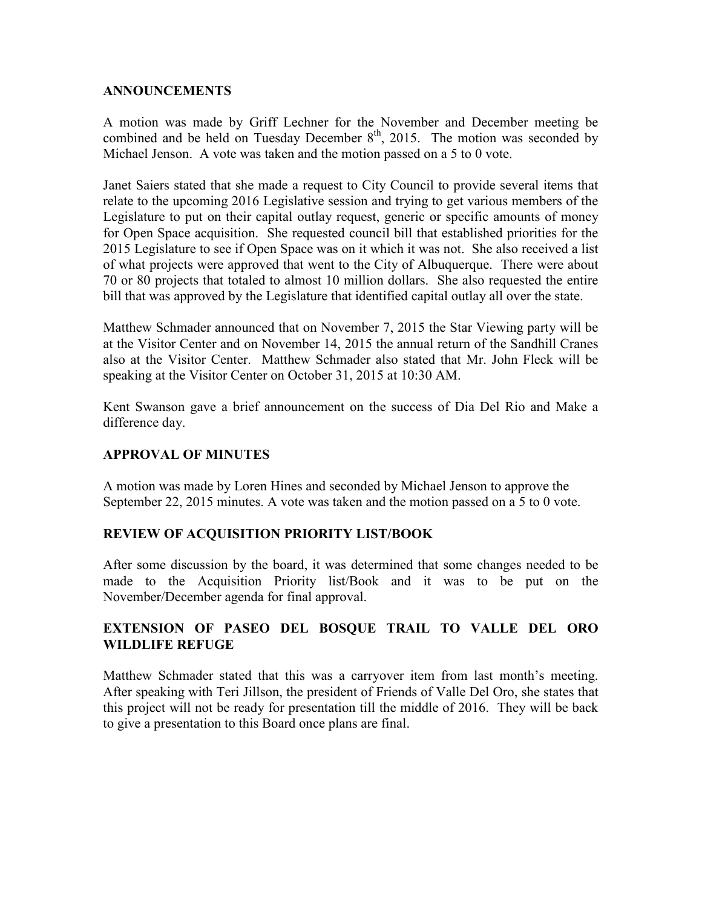## ANNOUNCEMENTS

A motion was made by Griff Lechner for the November and December meeting be combined and be held on Tuesday December 8th, 2015. The motion was seconded by Michael Jenson. A vote was taken and the motion passed on a 5 to 0 vote.

Janet Saiers stated that she made a request to City Council to provide several items that relate to the upcoming 2016 Legislative session and trying to get various members of the Legislature to put on their capital outlay request, generic or specific amounts of money for Open Space acquisition. She requested council bill that established priorities for the 2015 Legislature to see if Open Space was on it which it was not. She also received a list of what projects were approved that went to the City of Albuquerque. There were about 70 or 80 projects that totaled to almost 10 million dollars. She also requested the entire bill that was approved by the Legislature that identified capital outlay all over the state.

Matthew Schmader announced that on November 7, 2015 the Star Viewing party will be at the Visitor Center and on November 14, 2015 the annual return of the Sandhill Cranes also at the Visitor Center. Matthew Schmader also stated that Mr. John Fleck will be speaking at the Visitor Center on October 31, 2015 at 10:30 AM.

Kent Swanson gave a brief announcement on the success of Dia Del Rio and Make a difference day.

## APPROVAL OF MINUTES

A motion was made by Loren Hines and seconded by Michael Jenson to approve the September 22, 2015 minutes. A vote was taken and the motion passed on a 5 to 0 vote.

## REVIEW OF ACQUISITION PRIORITY LIST/BOOK

After some discussion by the board, it was determined that some changes needed to be made to the Acquisition Priority list/Book and it was to be put on the November/December agenda for final approval.

## EXTENSION OF PASEO DEL BOSQUE TRAIL TO VALLE DEL ORO WILDLIFE REFUGE

Matthew Schmader stated that this was a carryover item from last month's meeting. After speaking with Teri Jillson, the president of Friends of Valle Del Oro, she states that this project will not be ready for presentation till the middle of 2016. They will be back to give a presentation to this Board once plans are final.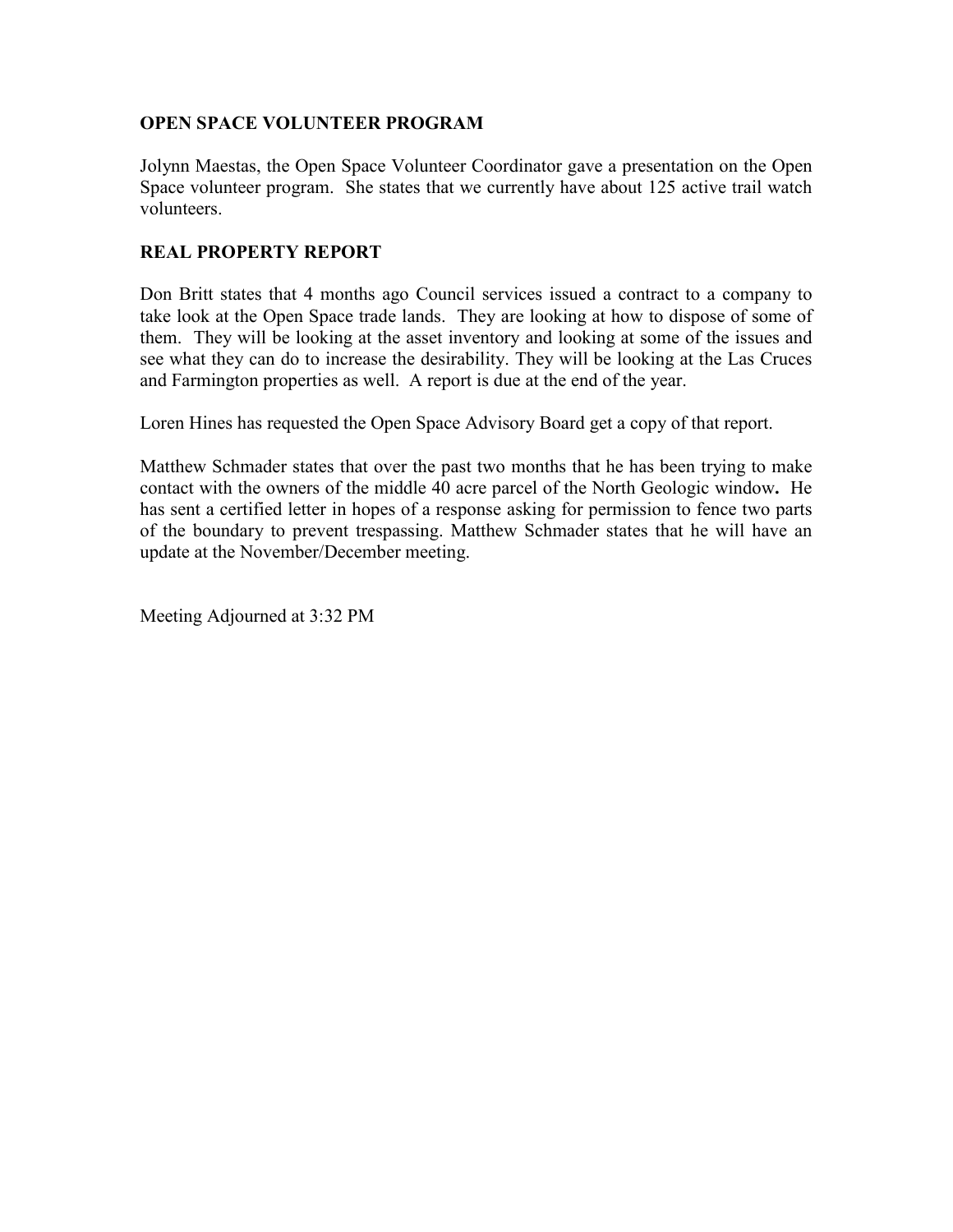**OPEN SPACE VOLUNTEER PROGRAM**

Jolynn Maestas, the Open Space Volunteer Coordinator gave a presentation on the Open Space volunteer program. She states that we currently have about 125 active trail watch volunteers.

**REAL PROPERTY REPORT**

Don Britt states that 4 months ago Council services issued a contract to a company to take look at the Open Space trade lands. They are looking at how to dispose of some of them. They will be looking at the asset inventory and looking at some of the issues and see what they can do to increase the desirability. They will be looking at the Las Cruces and Farmington properties as well. A report is due at the end of the year.

Loren Hines has requested the Open Space Advisory Board get a copy of that report.

Matthew Schmader states that over the past two months that he has been trying to make contact with the owners of the middle 40 acre parcel of the North Geologic window**.** He has sent a certified letter in hopes of a response asking for permission to fence two parts of the boundary to prevent trespassing. Matthew Schmader states that he will have an update at the November/December meeting.

Meeting Adjourned at 3:32 PM